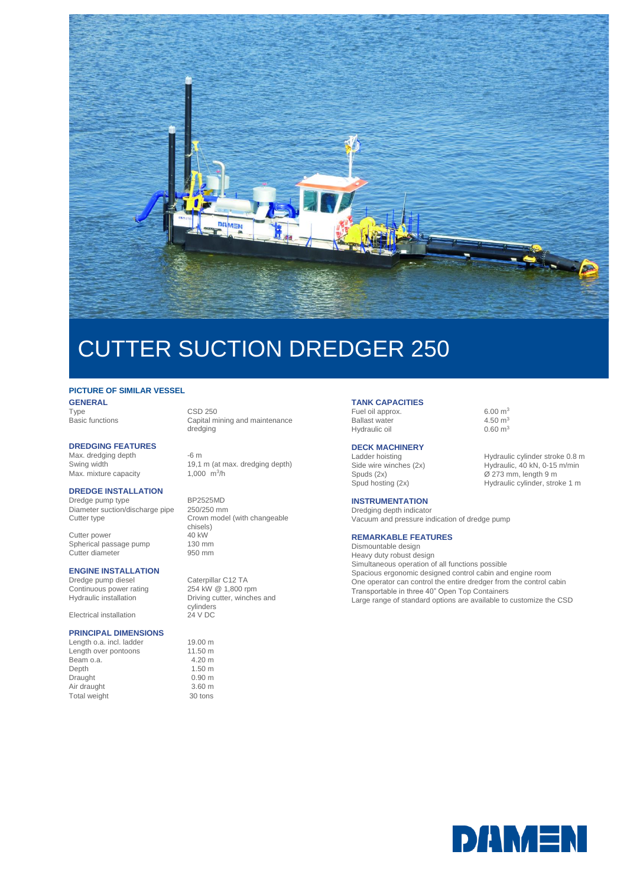# CUTTER SUCTION DREDGER 250

**PICTURE OF SIMILAR VESSEL**

## GENERAL

| | |
|---|---|
| Type | CSD 250 |
| Basic functions | Capital mining and maintenance dredging |

## DREDGING FEATURES

| | |
|---|---|
| Max. dredging depth | -6 m |
| Swing width | 19,1 m (at max. dredging depth) |
| Max. mixture capacity | 1,000 $m^3/h$ |

## DREDGE INSTALLATION

| | |
|---|---|
| Dredge pump type | BP2525MD |
| Diameter suction/discharge pipe | 250/250 mm |
| Cutter type | Crown model (with changeable chisels) |
| Cutter power | 40 kW |
| Spherical passage pump | 130 mm |
| Cutter diameter | 950 mm |

## ENGINE INSTALLATION

| | |
|---|---|
| Dredge pump diesel | Caterpillar C12 TA |
| Continuous power rating | 254 kW @ 1,800 rpm |
| Hydraulic installation | Driving cutter, winches and cylinders |
| Electrical installation | 24 V DC |

## PRINCIPAL DIMENSIONS

| | |
|---|---|
| Length o.a. incl. ladder | 19.00 m |
| Length over pontoons | 11.50 m |
| Beam o.a. | 4.20 m |
| Depth | 1.50 m |
| Draught | 0.90 m |
| Air draught | 3.60 m |
| Total weight | 30 tons |

## TANK CAPACITIES

| | |
|---|---|
| Fuel oil approx. | 6.00 $m^3$ |
| Ballast water | 4.50 $m^3$ |
| Hydraulic oil | 0.60 $m^3$ |

## DECK MACHINERY

| | |
|---|---|
| Ladder hoisting | Hydraulic cylinder stroke 0.8 m |
| Side wire winches (2x) | Hydraulic, 40 kN, 0-15 m/min |
| Spuds (2x) | Ø 273 mm, length 9 m |
| Spud hosting (2x) | Hydraulic cylinder, stroke 1 m |

## INSTRUMENTATION

Dredging depth indicator
Vacuum and pressure indication of dredge pump

## REMARKABLE FEATURES

Dismountable design
Heavy duty robust design
Simultaneous operation of all functions possible
Spacious ergonomic designed control cabin and engine room
One operator can control the entire dredger from the control cabin
Transportable in three 40" Open Top Containers
Large range of standard options are available to customize the CSD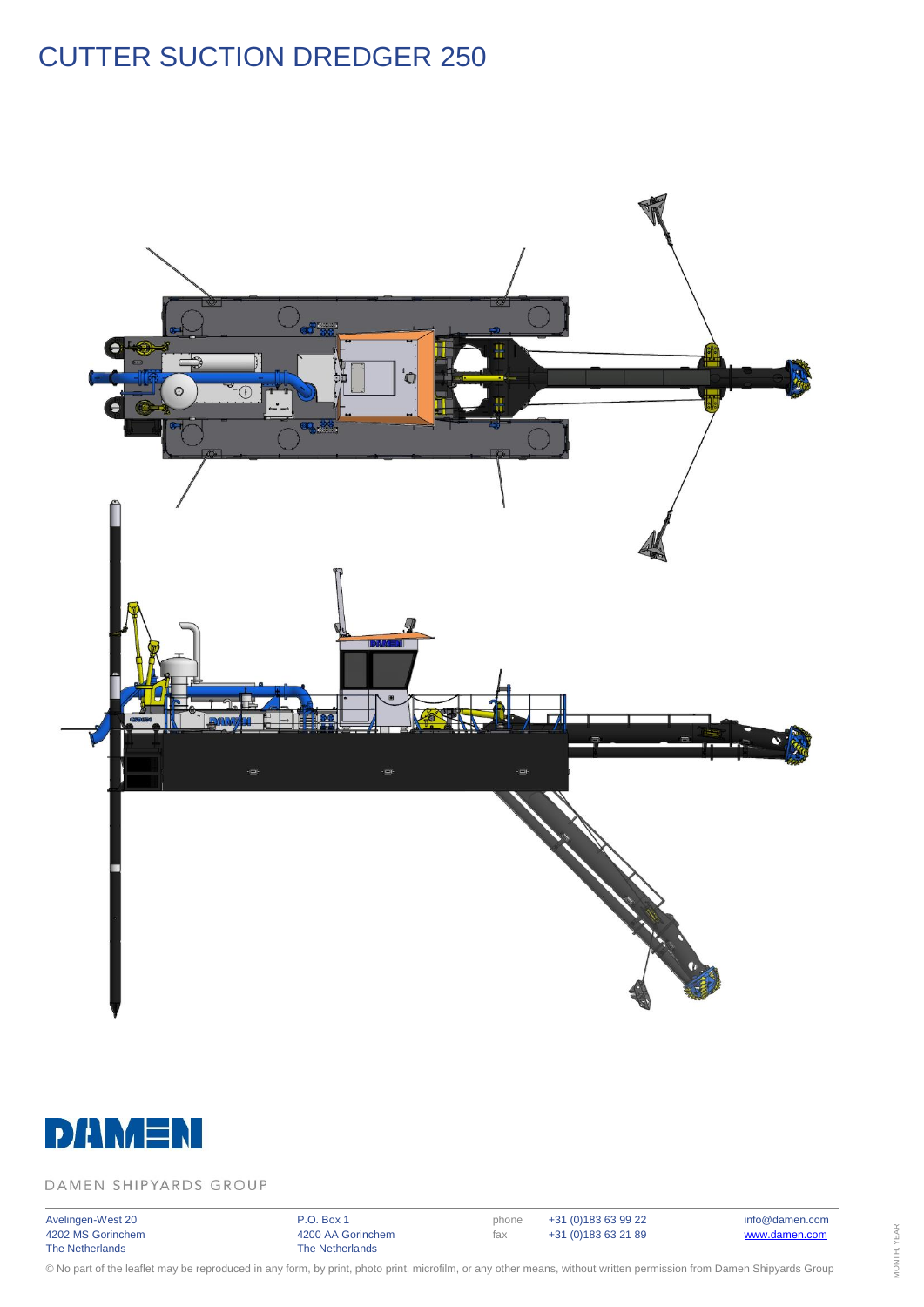# CUTTER SUCTION DREDGER 250

DAMEN SHIPYARDS GROUP

Avelingen-West 20
4202 MS Gorinchem
The Netherlands

P.O. Box 1
4200 AA Gorinchem
The Netherlands

phone +31 (0)183 63 99 22
fax +31 (0)183 63 21 89

info@damen.com
www.damen.com

© No part of the leaflet may be reproduced in any form, by print, photo print, microfilm, or any other means, without written permission from Damen Shipyards Group

MONTH, YEAR